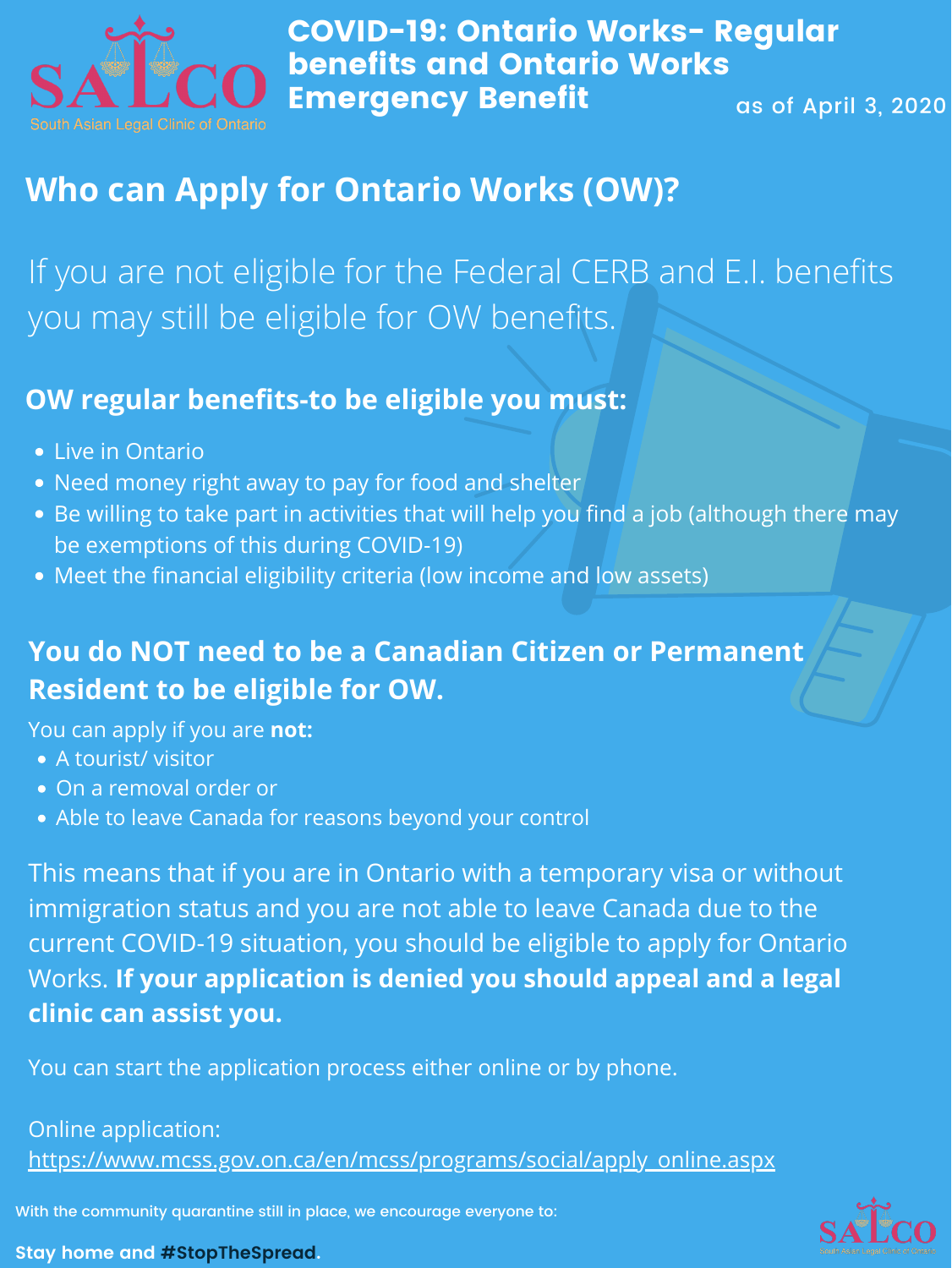SALCO South Asian Legal Clinic of Ontario

# COVID-19: Ontario Works- Regular benefits and Ontario Works Emergency Benefit

as of April 3, 2020

## Who can Apply for Ontario Works (OW)?

If you are not eligible for the Federal CERB and E.I. benefits you may still be eligible for OW benefits.

### OW regular benefits-to be eligible you must:

- Live in Ontario
- Need money right away to pay for food and shelter
- Be willing to take part in activities that will help you find a job (although there may be exemptions of this during COVID-19)
- Meet the financial eligibility criteria (low income and low assets)

### You do NOT need to be a Canadian Citizen or Permanent Resident to be eligible for OW.

You can apply if you are **not:**

- A tourist/ visitor
- On a removal order or
- Able to leave Canada for reasons beyond your control

This means that if you are in Ontario with a temporary visa or without immigration status and you are not able to leave Canada due to the current COVID-19 situation, you should be eligible to apply for Ontario Works. **If your application is denied you should appeal and a legal clinic can assist you.**

You can start the application process either online or by phone.

Online application:
https://www.mcss.gov.on.ca/en/mcss/programs/social/apply_online.aspx

With the community quarantine still in place, we encourage everyone to:

**Stay home and #StopTheSpread.**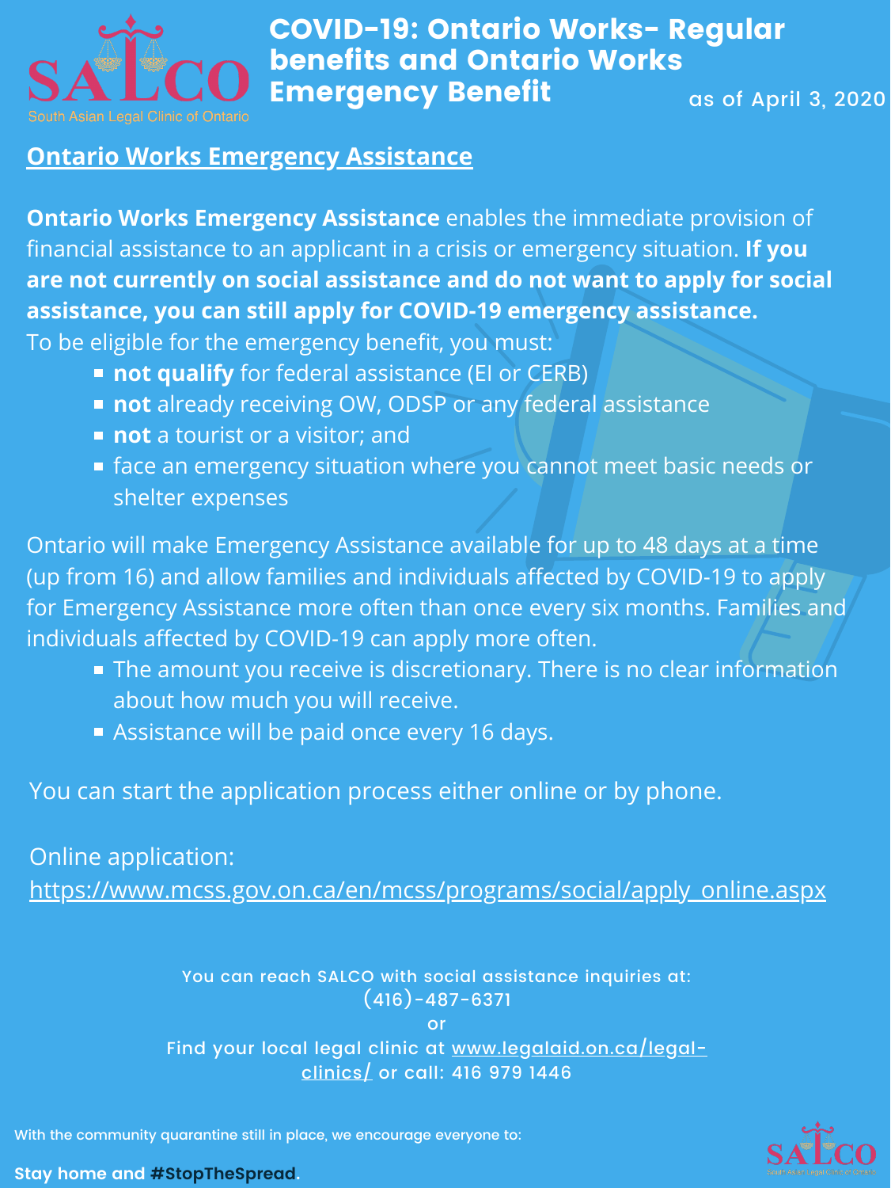# COVID-19: Ontario Works- Regular benefits and Ontario Works Emergency Benefit

as of April 3, 2020

## Ontario Works Emergency Assistance

**Ontario Works Emergency Assistance** enables the immediate provision of financial assistance to an applicant in a crisis or emergency situation. **If you are not currently on social assistance and do not want to apply for social assistance, you can still apply for COVID-19 emergency assistance.**

To be eligible for the emergency benefit, you must:

- **not qualify** for federal assistance (EI or CERB)
- **not** already receiving OW, ODSP or any federal assistance
- **not** a tourist or a visitor; and
- face an emergency situation where you cannot meet basic needs or shelter expenses

Ontario will make Emergency Assistance available for up to 48 days at a time (up from 16) and allow families and individuals affected by COVID-19 to apply for Emergency Assistance more often than once every six months. Families and individuals affected by COVID-19 can apply more often.

- The amount you receive is discretionary. There is no clear information about how much you will receive.
- Assistance will be paid once every 16 days.

You can start the application process either online or by phone.

Online application:
https://www.mcss.gov.on.ca/en/mcss/programs/social/apply_online.aspx

You can reach SALCO with social assistance inquiries at:
(416)-487-6371
or
Find your local legal clinic at www.legalaid.on.ca/legal-clinics/ or call: 416 979 1446

With the community quarantine still in place, we encourage everyone to:

**Stay home and #StopTheSpread.**